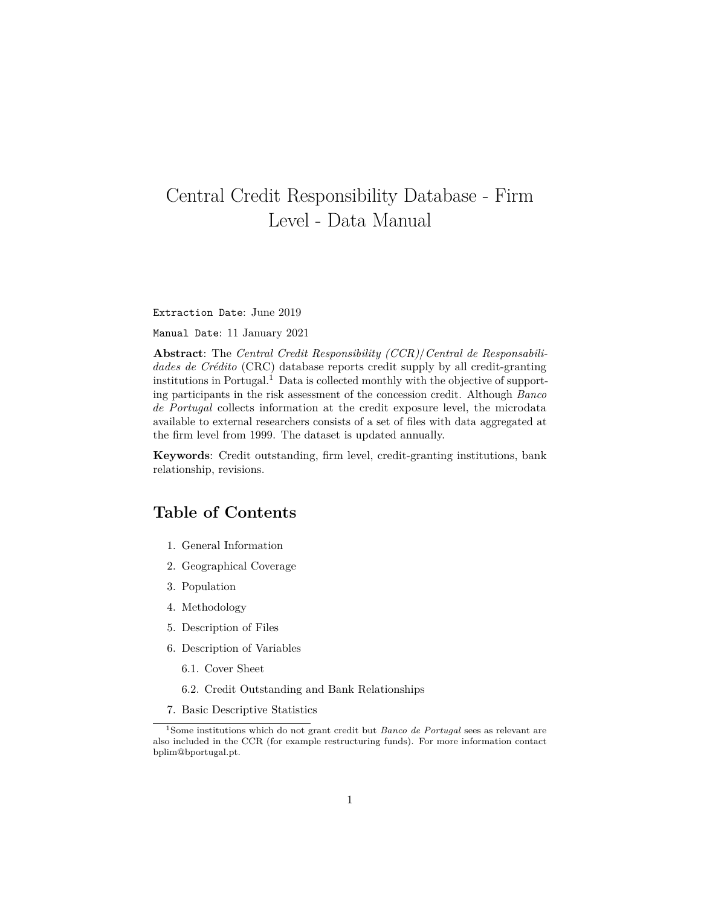# Central Credit Responsibility Database - Firm Level - Data Manual

`Extraction Date`: June 2019

`Manual Date`: 11 January 2021

**Abstract**: The *Central Credit Responsibility (CCR)/Central de Responsabilidades de Crédito* (CRC) database reports credit supply by all credit-granting institutions in Portugal.[1] Data is collected monthly with the objective of supporting participants in the risk assessment of the concession credit. Although *Banco de Portugal* collects information at the credit exposure level, the microdata available to external researchers consists of a set of files with data aggregated at the firm level from 1999. The dataset is updated annually.

**Keywords**: Credit outstanding, firm level, credit-granting institutions, bank relationship, revisions.

## Table of Contents

1. General Information
2. Geographical Coverage
3. Population
4. Methodology
5. Description of Files
6. Description of Variables
   - 6.1. Cover Sheet
   - 6.2. Credit Outstanding and Bank Relationships
7. Basic Descriptive Statistics

[1] Some institutions which do not grant credit but *Banco de Portugal* sees as relevant are also included in the CCR (for example restructuring funds). For more information contact bplim@bportugal.pt.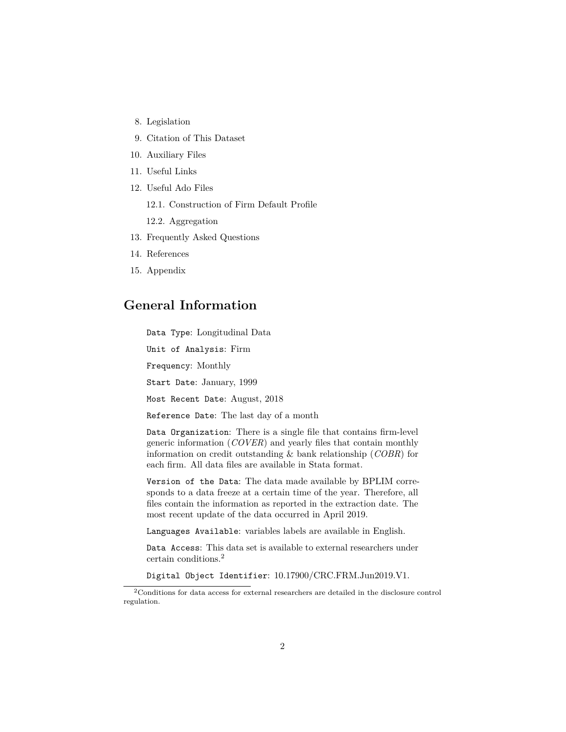8. Legislation
9. Citation of This Dataset
10. Auxiliary Files
11. Useful Links
12. Useful Ado Files
    12.1. Construction of Firm Default Profile
    12.2. Aggregation
13. Frequently Asked Questions
14. References
15. Appendix

# General Information

`Data Type`: Longitudinal Data

`Unit of Analysis`: Firm

`Frequency`: Monthly

`Start Date`: January, 1999

`Most Recent Date`: August, 2018

`Reference Date`: The last day of a month

`Data Organization`: There is a single file that contains firm-level generic information (*COVER*) and yearly files that contain monthly information on credit outstanding & bank relationship (*COBR*) for each firm. All data files are available in Stata format.

`Version of the Data`: The data made available by BPLIM corresponds to a data freeze at a certain time of the year. Therefore, all files contain the information as reported in the extraction date. The most recent update of the data occurred in April 2019.

`Languages Available`: variables labels are available in English.

`Data Access`: This data set is available to external researchers under certain conditions.[2]

`Digital Object Identifier`: 10.17900/CRC.FRM.Jun2019.V1.

[2] Conditions for data access for external researchers are detailed in the disclosure control regulation.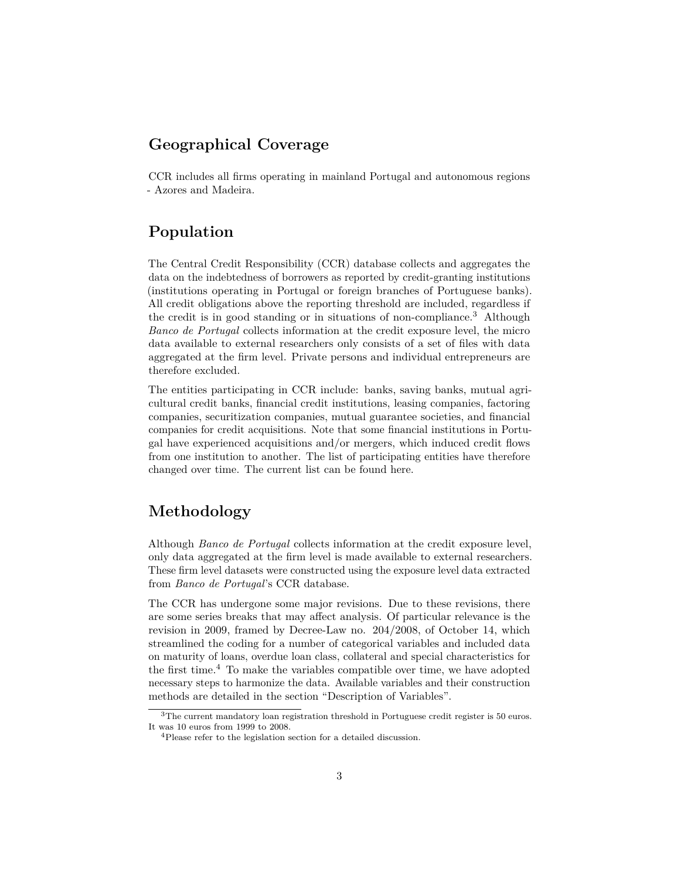## Geographical Coverage

CCR includes all firms operating in mainland Portugal and autonomous regions - Azores and Madeira.

## Population

The Central Credit Responsibility (CCR) database collects and aggregates the data on the indebtedness of borrowers as reported by credit-granting institutions (institutions operating in Portugal or foreign branches of Portuguese banks). All credit obligations above the reporting threshold are included, regardless if the credit is in good standing or in situations of non-compliance.[3] Although *Banco de Portugal* collects information at the credit exposure level, the micro data available to external researchers only consists of a set of files with data aggregated at the firm level. Private persons and individual entrepreneurs are therefore excluded.

The entities participating in CCR include: banks, saving banks, mutual agricultural credit banks, financial credit institutions, leasing companies, factoring companies, securitization companies, mutual guarantee societies, and financial companies for credit acquisitions. Note that some financial institutions in Portugal have experienced acquisitions and/or mergers, which induced credit flows from one institution to another. The list of participating entities have therefore changed over time. The current list can be found here.

## Methodology

Although *Banco de Portugal* collects information at the credit exposure level, only data aggregated at the firm level is made available to external researchers. These firm level datasets were constructed using the exposure level data extracted from *Banco de Portugal*'s CCR database.

The CCR has undergone some major revisions. Due to these revisions, there are some series breaks that may affect analysis. Of particular relevance is the revision in 2009, framed by Decree-Law no. 204/2008, of October 14, which streamlined the coding for a number of categorical variables and included data on maturity of loans, overdue loan class, collateral and special characteristics for the first time.[4] To make the variables compatible over time, we have adopted necessary steps to harmonize the data. Available variables and their construction methods are detailed in the section "Description of Variables".

[3] The current mandatory loan registration threshold in Portuguese credit register is 50 euros. It was 10 euros from 1999 to 2008.

[4] Please refer to the legislation section for a detailed discussion.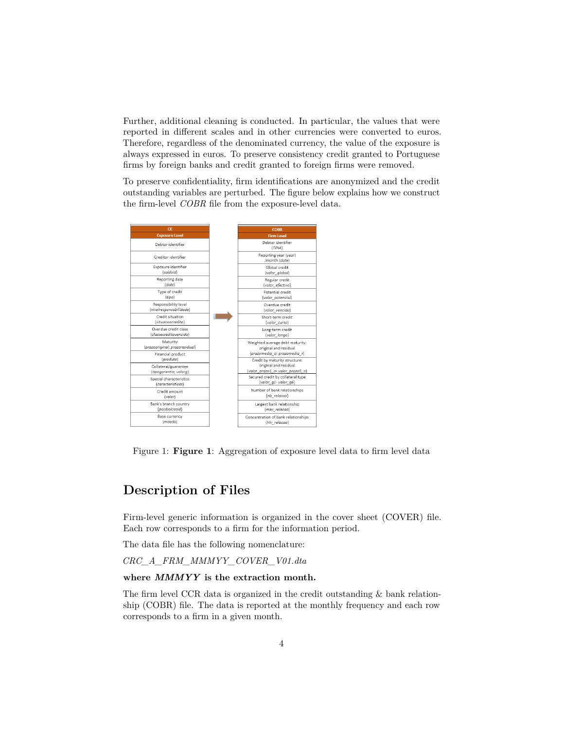Further, additional cleaning is conducted. In particular, the values that were reported in different scales and in other currencies were converted to euros. Therefore, regardless of the denominated currency, the value of the exposure is always expressed in euros. To preserve consistency credit granted to Portuguese firms by foreign banks and credit granted to foreign firms were removed.

To preserve confidentiality, firm identifications are anonymized and the credit outstanding variables are perturbed. The figure below explains how we construct the firm-level *COBR* file from the exposure-level data.

| CE<br>Exposure Level |
|---|
| Debtor identifier |
| Creditor identifier |
| Exposure identifier (*saldoid*) |
| Reporting date (*date*) |
| Type of credit (*tipo*) |
| Responsibility level (*nivelresponsabilidade*) |
| Credit situation (*situacaocredito*) |
| Overdue credit class (*classecreditovencido*) |
| Maturity (*prazooriginal; prazoresidual*) |
| Financial product (*produto*) |
| Collateral/guarantee (*tipogarantia; valorg*) |
| Special characteristics (*caracteristicas*) |
| Credit amount (*valor*) |
| Bank's branch country (*paisbalcaoid*) |
| Base currency (*moeda*) |

| COBR<br>Firm Level |
|---|
| Debtor identifier (*TINA*) |
| Reporting year (*year*) /month (*date*) |
| Global credit (*valor_global*) |
| Regular credit (*valor_efectivo*) |
| Potential credit (*valor_potencial*) |
| Overdue credit (*valor_vencido*) |
| Short-term credit (*valor_curto*) |
| Long-term credit (*valor_longo*) |
| Weighted average debt maturity: original and residual (*prazomedia_o; prazomedia_r*) |
| Credit by maturity structure: original and residual (*valor_prazo1_o- valor_prazo5_o*) |
| Secured credit by collateral type (*valor_g1- valor_g6*) |
| Number of bank relationships (*nb_relacao*) |
| Largest bank relationship (*max_relacao*) |
| Concentration of bank relationships (*hhi_relacao*) |

Figure 1: **Figure 1**: Aggregation of exposure level data to firm level data

## Description of Files

Firm-level generic information is organized in the cover sheet (COVER) file. Each row corresponds to a firm for the information period.

The data file has the following nomenclature:

*CRC_A_FRM_MMMYY_COVER_V01.dta*

**where *MMMYY* is the extraction month.**

The firm level CCR data is organized in the credit outstanding & bank relationship (COBR) file. The data is reported at the monthly frequency and each row corresponds to a firm in a given month.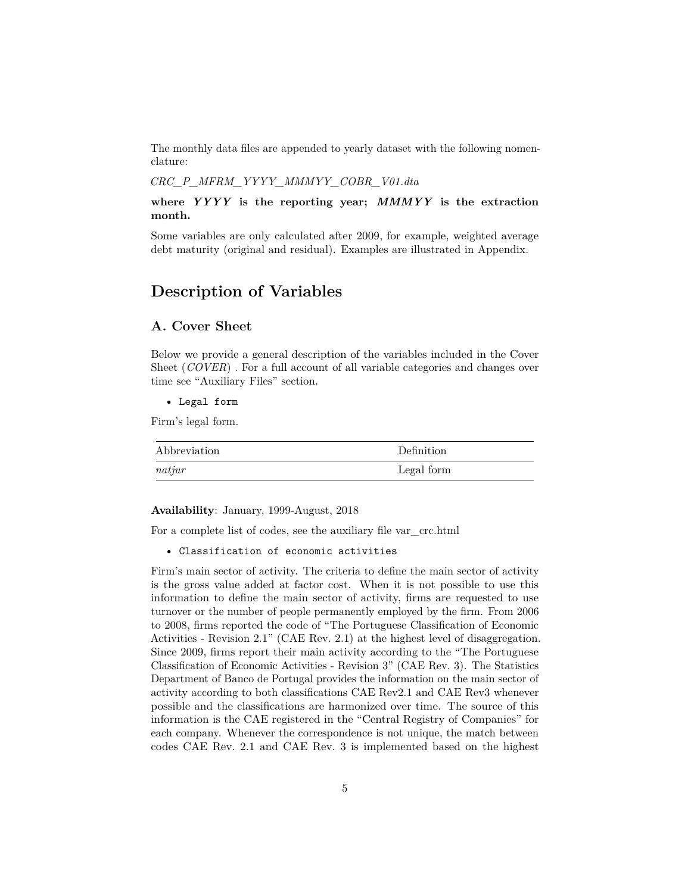The monthly data files are appended to yearly dataset with the following nomenclature:

*CRC_P_MFRM_YYYY_MMMYY_COBR_V01.dta*

**where *YYYY* is the reporting year; *MMMYY* is the extraction month.**

Some variables are only calculated after 2009, for example, weighted average debt maturity (original and residual). Examples are illustrated in Appendix.

# Description of Variables

## A. Cover Sheet

Below we provide a general description of the variables included in the Cover Sheet (*COVER*) . For a full account of all variable categories and changes over time see "Auxiliary Files" section.

- `Legal form`

Firm's legal form.

| Abbreviation | Definition |
|---|---|
| *natjur* | Legal form |

**Availability**: January, 1999-August, 2018

For a complete list of codes, see the auxiliary file var_crc.html

- `Classification of economic activities`

Firm's main sector of activity. The criteria to define the main sector of activity is the gross value added at factor cost. When it is not possible to use this information to define the main sector of activity, firms are requested to use turnover or the number of people permanently employed by the firm. From 2006 to 2008, firms reported the code of "The Portuguese Classification of Economic Activities - Revision 2.1" (CAE Rev. 2.1) at the highest level of disaggregation. Since 2009, firms report their main activity according to the "The Portuguese Classification of Economic Activities - Revision 3" (CAE Rev. 3). The Statistics Department of Banco de Portugal provides the information on the main sector of activity according to both classifications CAE Rev2.1 and CAE Rev3 whenever possible and the classifications are harmonized over time. The source of this information is the CAE registered in the "Central Registry of Companies" for each company. Whenever the correspondence is not unique, the match between codes CAE Rev. 2.1 and CAE Rev. 3 is implemented based on the highest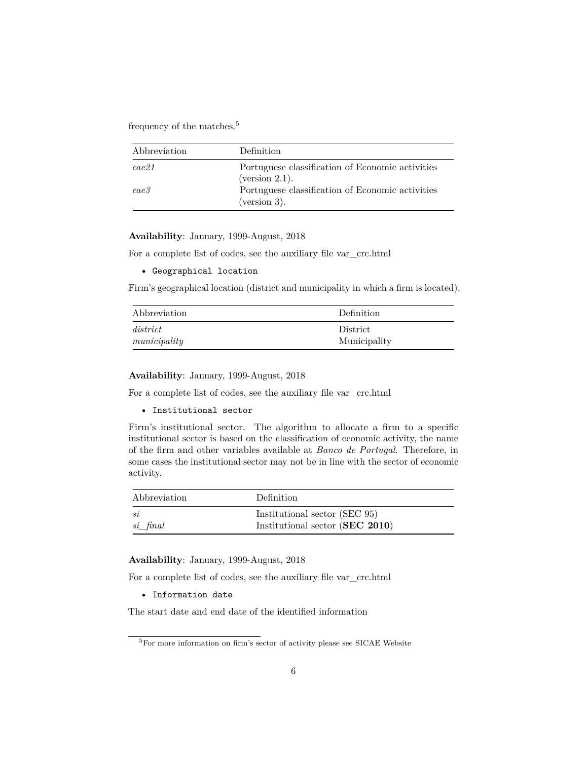frequency of the matches.[5]

| Abbreviation | Definition |
| --- | --- |
| *cae21* | Portuguese classification of Economic activities (version 2.1). |
| *cae3* | Portuguese classification of Economic activities (version 3). |

**Availability**: January, 1999-August, 2018

For a complete list of codes, see the auxiliary file var_crc.html

- `Geographical location`

Firm's geographical location (district and municipality in which a firm is located).

| Abbreviation | Definition |
| --- | --- |
| *district* | District |
| *municipality* | Municipality |

**Availability**: January, 1999-August, 2018

For a complete list of codes, see the auxiliary file var_crc.html

- `Institutional sector`

Firm's institutional sector. The algorithm to allocate a firm to a specific institutional sector is based on the classification of economic activity, the name of the firm and other variables available at *Banco de Portugal*. Therefore, in some cases the institutional sector may not be in line with the sector of economic activity.

| Abbreviation | Definition |
| --- | --- |
| *si* | Institutional sector (SEC 95) |
| *si_final* | Institutional sector (**SEC 2010**) |

**Availability**: January, 1999-August, 2018

For a complete list of codes, see the auxiliary file var_crc.html

- `Information date`

The start date and end date of the identified information

[5] For more information on firm's sector of activity please see SICAE Website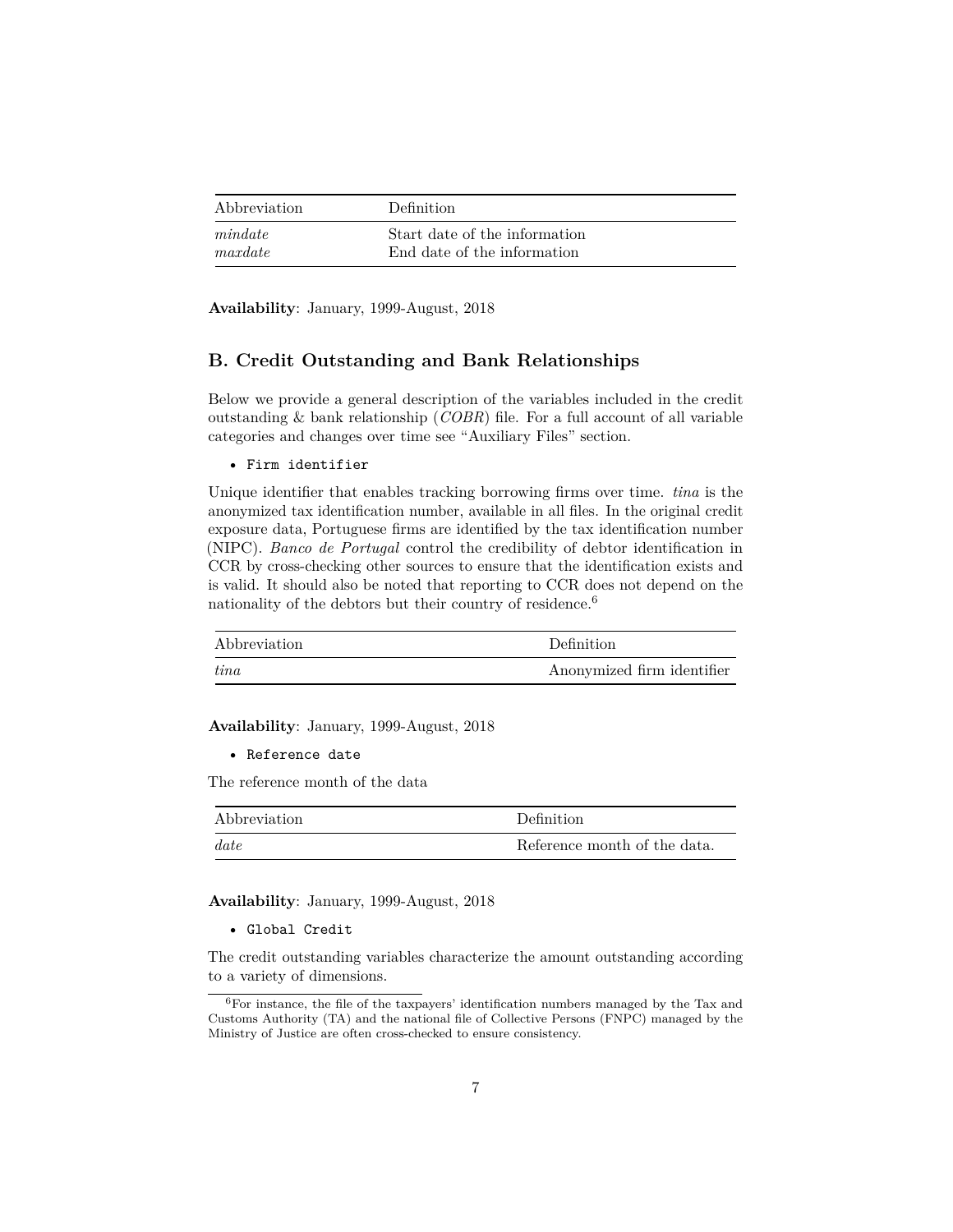| Abbreviation | Definition |
|---|---|
| *mindate* | Start date of the information |
| *maxdate* | End date of the information |

**Availability**: January, 1999-August, 2018

## B. Credit Outstanding and Bank Relationships

Below we provide a general description of the variables included in the credit outstanding & bank relationship (*COBR*) file. For a full account of all variable categories and changes over time see "Auxiliary Files" section.

- `Firm identifier`

Unique identifier that enables tracking borrowing firms over time. *tina* is the anonymized tax identification number, available in all files. In the original credit exposure data, Portuguese firms are identified by the tax identification number (NIPC). *Banco de Portugal* control the credibility of debtor identification in CCR by cross-checking other sources to ensure that the identification exists and is valid. It should also be noted that reporting to CCR does not depend on the nationality of the debtors but their country of residence.[6]

| Abbreviation | Definition |
|---|---|
| *tina* | Anonymized firm identifier |

**Availability**: January, 1999-August, 2018

- `Reference date`

The reference month of the data

| Abbreviation | Definition |
|---|---|
| *date* | Reference month of the data. |

**Availability**: January, 1999-August, 2018

- `Global Credit`

The credit outstanding variables characterize the amount outstanding according to a variety of dimensions.

[6] For instance, the file of the taxpayers' identification numbers managed by the Tax and Customs Authority (TA) and the national file of Collective Persons (FNPC) managed by the Ministry of Justice are often cross-checked to ensure consistency.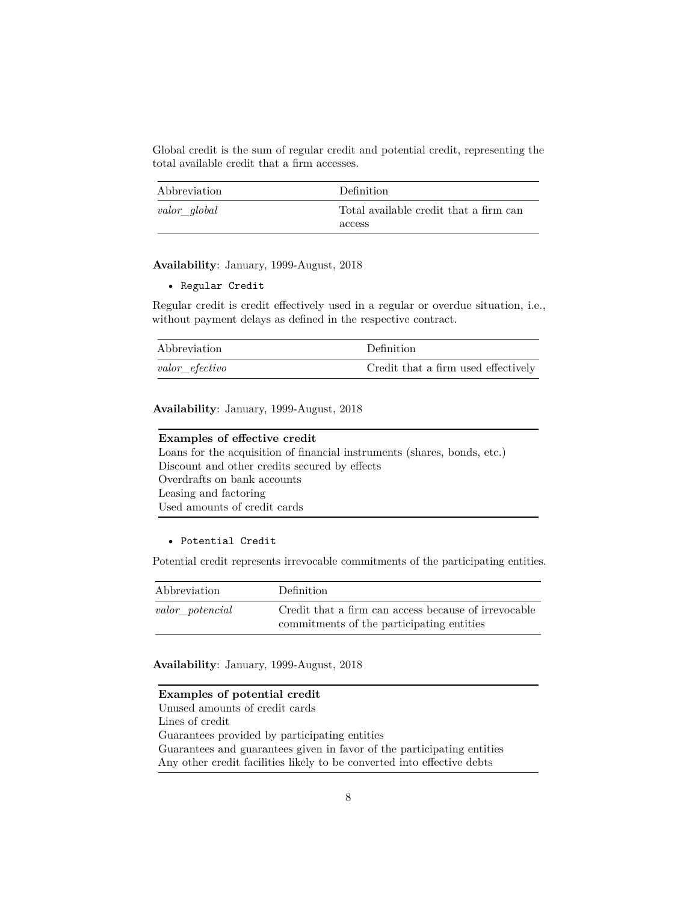Global credit is the sum of regular credit and potential credit, representing the total available credit that a firm accesses.

| Abbreviation | Definition |
| --- | --- |
| *valor_global* | Total available credit that a firm can access |

**Availability**: January, 1999-August, 2018

- `Regular Credit`

Regular credit is credit effectively used in a regular or overdue situation, i.e., without payment delays as defined in the respective contract.

| Abbreviation | Definition |
| --- | --- |
| *valor_efectivo* | Credit that a firm used effectively |

**Availability**: January, 1999-August, 2018

| **Examples of effective credit** |
| --- |
| Loans for the acquisition of financial instruments (shares, bonds, etc.) |
| Discount and other credits secured by effects |
| Overdrafts on bank accounts |
| Leasing and factoring |
| Used amounts of credit cards |

- `Potential Credit`

Potential credit represents irrevocable commitments of the participating entities.

| Abbreviation | Definition |
| --- | --- |
| *valor_potencial* | Credit that a firm can access because of irrevocable commitments of the participating entities |

**Availability**: January, 1999-August, 2018

| **Examples of potential credit** |
| --- |
| Unused amounts of credit cards |
| Lines of credit |
| Guarantees provided by participating entities |
| Guarantees and guarantees given in favor of the participating entities |
| Any other credit facilities likely to be converted into effective debts |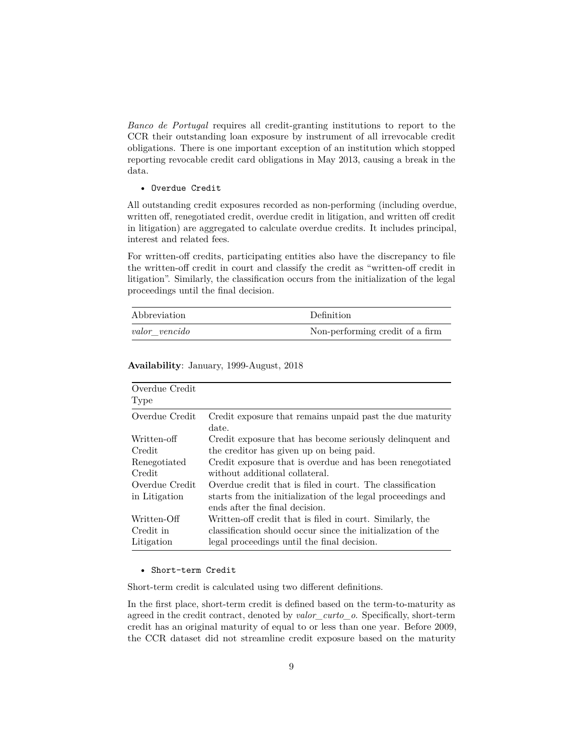*Banco de Portugal* requires all credit-granting institutions to report to the CCR their outstanding loan exposure by instrument of all irrevocable credit obligations. There is one important exception of an institution which stopped reporting revocable credit card obligations in May 2013, causing a break in the data.

- `Overdue Credit`

All outstanding credit exposures recorded as non-performing (including overdue, written off, renegotiated credit, overdue credit in litigation, and written off credit in litigation) are aggregated to calculate overdue credits. It includes principal, interest and related fees.

For written-off credits, participating entities also have the discrepancy to file the written-off credit in court and classify the credit as "written-off credit in litigation". Similarly, the classification occurs from the initialization of the legal proceedings until the final decision.

| Abbreviation | Definition |
| --- | --- |
| *valor_vencido* | Non-performing credit of a firm |

**Availability**: January, 1999-August, 2018

| Overdue Credit Type | |
| --- | --- |
| Overdue Credit | Credit exposure that remains unpaid past the due maturity date. |
| Written-off Credit | Credit exposure that has become seriously delinquent and the creditor has given up on being paid. |
| Renegotiated Credit | Credit exposure that is overdue and has been renegotiated without additional collateral. |
| Overdue Credit in Litigation | Overdue credit that is filed in court. The classification starts from the initialization of the legal proceedings and ends after the final decision. |
| Written-Off Credit in Litigation | Written-off credit that is filed in court. Similarly, the classification should occur since the initialization of the legal proceedings until the final decision. |

- `Short-term Credit`

Short-term credit is calculated using two different definitions.

In the first place, short-term credit is defined based on the term-to-maturity as agreed in the credit contract, denoted by *valor_curto_o*. Specifically, short-term credit has an original maturity of equal to or less than one year. Before 2009, the CCR dataset did not streamline credit exposure based on the maturity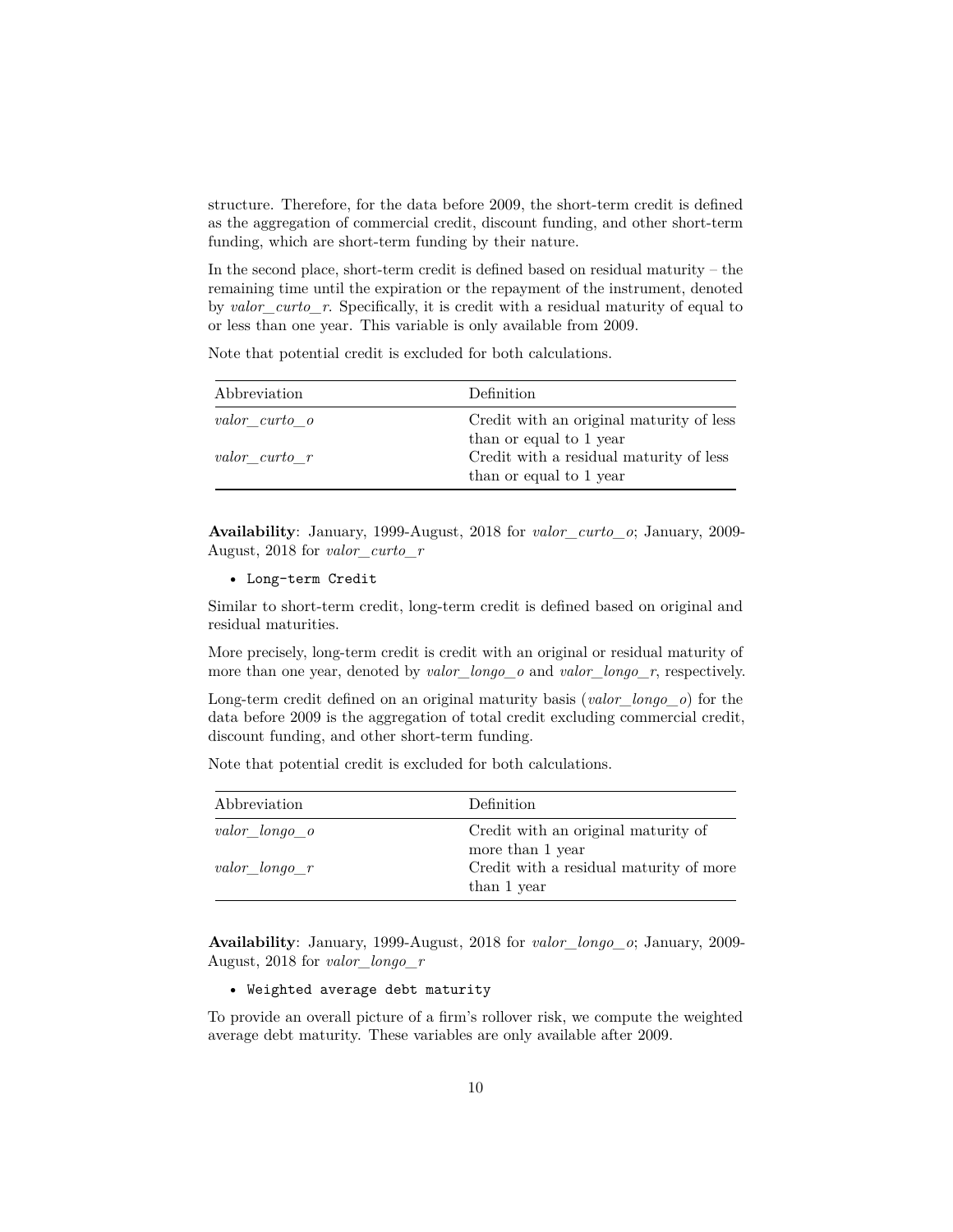structure. Therefore, for the data before 2009, the short-term credit is defined as the aggregation of commercial credit, discount funding, and other short-term funding, which are short-term funding by their nature.

In the second place, short-term credit is defined based on residual maturity – the remaining time until the expiration or the repayment of the instrument, denoted by *valor_curto_r*. Specifically, it is credit with a residual maturity of equal to or less than one year. This variable is only available from 2009.

Note that potential credit is excluded for both calculations.

| Abbreviation | Definition |
|---|---|
| *valor_curto_o* | Credit with an original maturity of less than or equal to 1 year |
| *valor_curto_r* | Credit with a residual maturity of less than or equal to 1 year |

**Availability**: January, 1999-August, 2018 for *valor_curto_o*; January, 2009-August, 2018 for *valor_curto_r*

- `Long-term Credit`

Similar to short-term credit, long-term credit is defined based on original and residual maturities.

More precisely, long-term credit is credit with an original or residual maturity of more than one year, denoted by *valor_longo_o* and *valor_longo_r*, respectively.

Long-term credit defined on an original maturity basis (*valor_longo_o*) for the data before 2009 is the aggregation of total credit excluding commercial credit, discount funding, and other short-term funding.

Note that potential credit is excluded for both calculations.

| Abbreviation | Definition |
|---|---|
| *valor_longo_o* | Credit with an original maturity of more than 1 year |
| *valor_longo_r* | Credit with a residual maturity of more than 1 year |

**Availability**: January, 1999-August, 2018 for *valor_longo_o*; January, 2009-August, 2018 for *valor_longo_r*

- `Weighted average debt maturity`

To provide an overall picture of a firm's rollover risk, we compute the weighted average debt maturity. These variables are only available after 2009.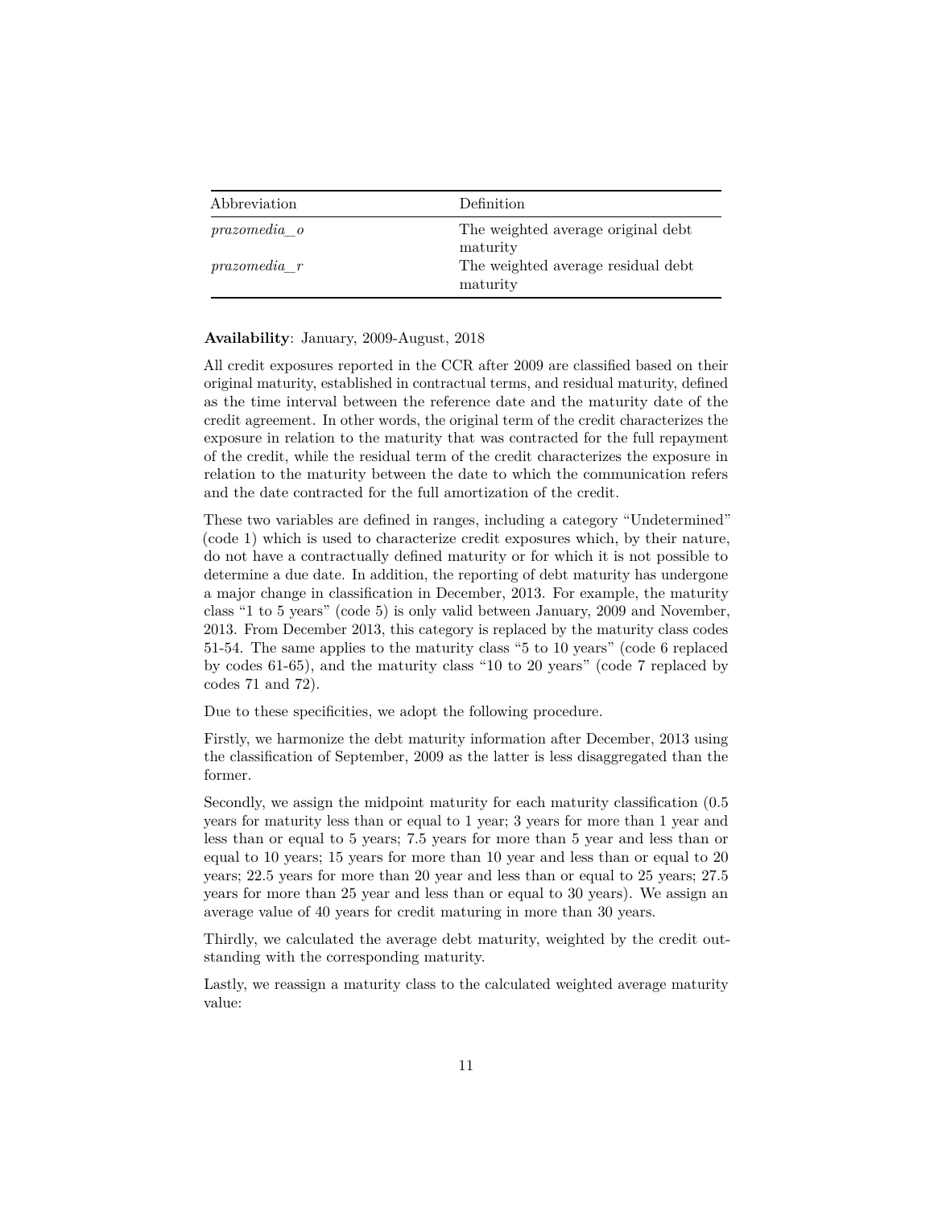| Abbreviation | Definition |
| --- | --- |
| *prazomedia_o* | The weighted average original debt maturity |
| *prazomedia_r* | The weighted average residual debt maturity |

**Availability**: January, 2009-August, 2018

All credit exposures reported in the CCR after 2009 are classified based on their original maturity, established in contractual terms, and residual maturity, defined as the time interval between the reference date and the maturity date of the credit agreement. In other words, the original term of the credit characterizes the exposure in relation to the maturity that was contracted for the full repayment of the credit, while the residual term of the credit characterizes the exposure in relation to the maturity between the date to which the communication refers and the date contracted for the full amortization of the credit.

These two variables are defined in ranges, including a category "Undetermined" (code 1) which is used to characterize credit exposures which, by their nature, do not have a contractually defined maturity or for which it is not possible to determine a due date. In addition, the reporting of debt maturity has undergone a major change in classification in December, 2013. For example, the maturity class "1 to 5 years" (code 5) is only valid between January, 2009 and November, 2013. From December 2013, this category is replaced by the maturity class codes 51-54. The same applies to the maturity class "5 to 10 years" (code 6 replaced by codes 61-65), and the maturity class "10 to 20 years" (code 7 replaced by codes 71 and 72).

Due to these specificities, we adopt the following procedure.

Firstly, we harmonize the debt maturity information after December, 2013 using the classification of September, 2009 as the latter is less disaggregated than the former.

Secondly, we assign the midpoint maturity for each maturity classification (0.5 years for maturity less than or equal to 1 year; 3 years for more than 1 year and less than or equal to 5 years; 7.5 years for more than 5 year and less than or equal to 10 years; 15 years for more than 10 year and less than or equal to 20 years; 22.5 years for more than 20 year and less than or equal to 25 years; 27.5 years for more than 25 year and less than or equal to 30 years). We assign an average value of 40 years for credit maturing in more than 30 years.

Thirdly, we calculated the average debt maturity, weighted by the credit outstanding with the corresponding maturity.

Lastly, we reassign a maturity class to the calculated weighted average maturity value: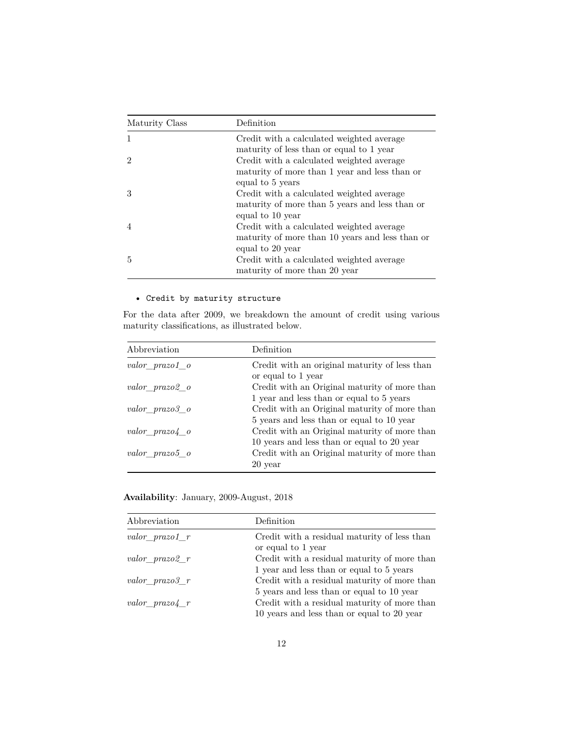| Maturity Class | Definition |
|---|---|
| 1 | Credit with a calculated weighted average maturity of less than or equal to 1 year |
| 2 | Credit with a calculated weighted average maturity of more than 1 year and less than or equal to 5 years |
| 3 | Credit with a calculated weighted average maturity of more than 5 years and less than or equal to 10 year |
| 4 | Credit with a calculated weighted average maturity of more than 10 years and less than or equal to 20 year |
| 5 | Credit with a calculated weighted average maturity of more than 20 year |

- `Credit by maturity structure`

For the data after 2009, we breakdown the amount of credit using various maturity classifications, as illustrated below.

| Abbreviation | Definition |
|---|---|
| *valor_prazo1_o* | Credit with an original maturity of less than or equal to 1 year |
| *valor_prazo2_o* | Credit with an Original maturity of more than 1 year and less than or equal to 5 years |
| *valor_prazo3_o* | Credit with an Original maturity of more than 5 years and less than or equal to 10 year |
| *valor_prazo4_o* | Credit with an Original maturity of more than 10 years and less than or equal to 20 year |
| *valor_prazo5_o* | Credit with an Original maturity of more than 20 year |

**Availability**: January, 2009-August, 2018

| Abbreviation | Definition |
|---|---|
| *valor_prazo1_r* | Credit with a residual maturity of less than or equal to 1 year |
| *valor_prazo2_r* | Credit with a residual maturity of more than 1 year and less than or equal to 5 years |
| *valor_prazo3_r* | Credit with a residual maturity of more than 5 years and less than or equal to 10 year |
| *valor_prazo4_r* | Credit with a residual maturity of more than 10 years and less than or equal to 20 year |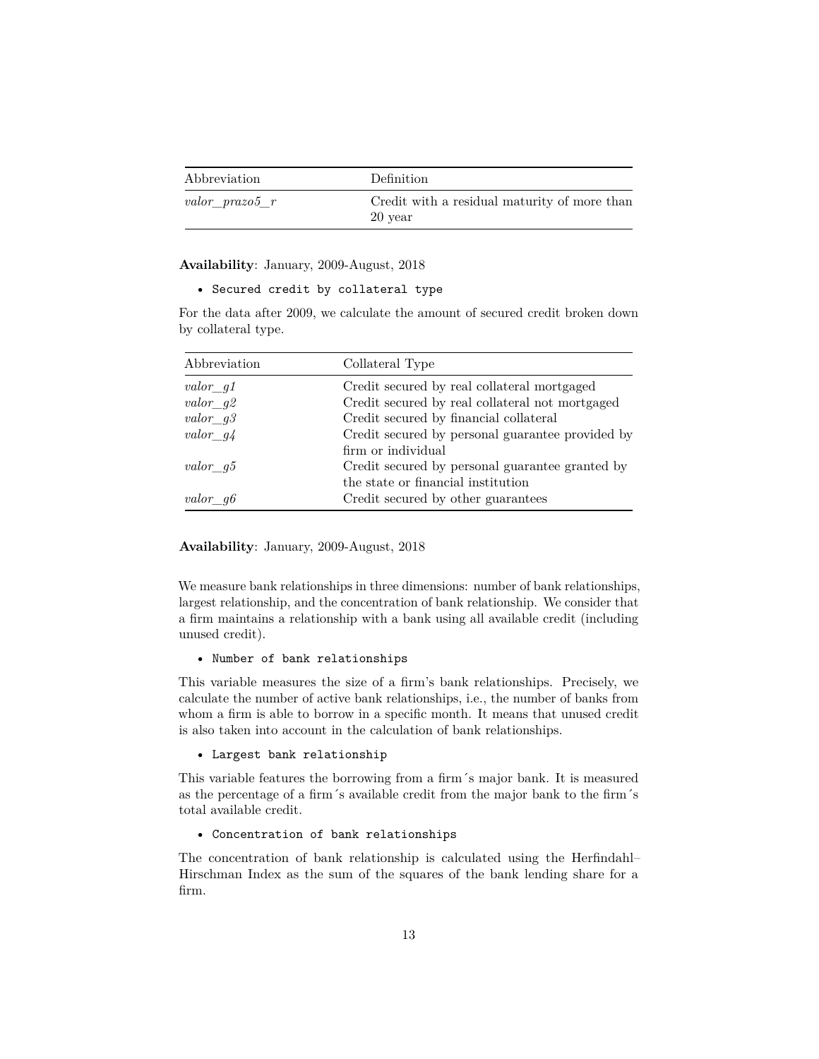| Abbreviation | Definition |
|---|---|
| *valor_prazo5_r* | Credit with a residual maturity of more than 20 year |

**Availability**: January, 2009-August, 2018

- `Secured credit by collateral type`

For the data after 2009, we calculate the amount of secured credit broken down by collateral type.

| Abbreviation | Collateral Type |
|---|---|
| *valor_g1* | Credit secured by real collateral mortgaged |
| *valor_g2* | Credit secured by real collateral not mortgaged |
| *valor_g3* | Credit secured by financial collateral |
| *valor_g4* | Credit secured by personal guarantee provided by firm or individual |
| *valor_g5* | Credit secured by personal guarantee granted by the state or financial institution |
| *valor_g6* | Credit secured by other guarantees |

**Availability**: January, 2009-August, 2018

We measure bank relationships in three dimensions: number of bank relationships, largest relationship, and the concentration of bank relationship. We consider that a firm maintains a relationship with a bank using all available credit (including unused credit).

- `Number of bank relationships`

This variable measures the size of a firm's bank relationships. Precisely, we calculate the number of active bank relationships, i.e., the number of banks from whom a firm is able to borrow in a specific month. It means that unused credit is also taken into account in the calculation of bank relationships.

- `Largest bank relationship`

This variable features the borrowing from a firm´s major bank. It is measured as the percentage of a firm´s available credit from the major bank to the firm´s total available credit.

- `Concentration of bank relationships`

The concentration of bank relationship is calculated using the Herfindahl–Hirschman Index as the sum of the squares of the bank lending share for a firm.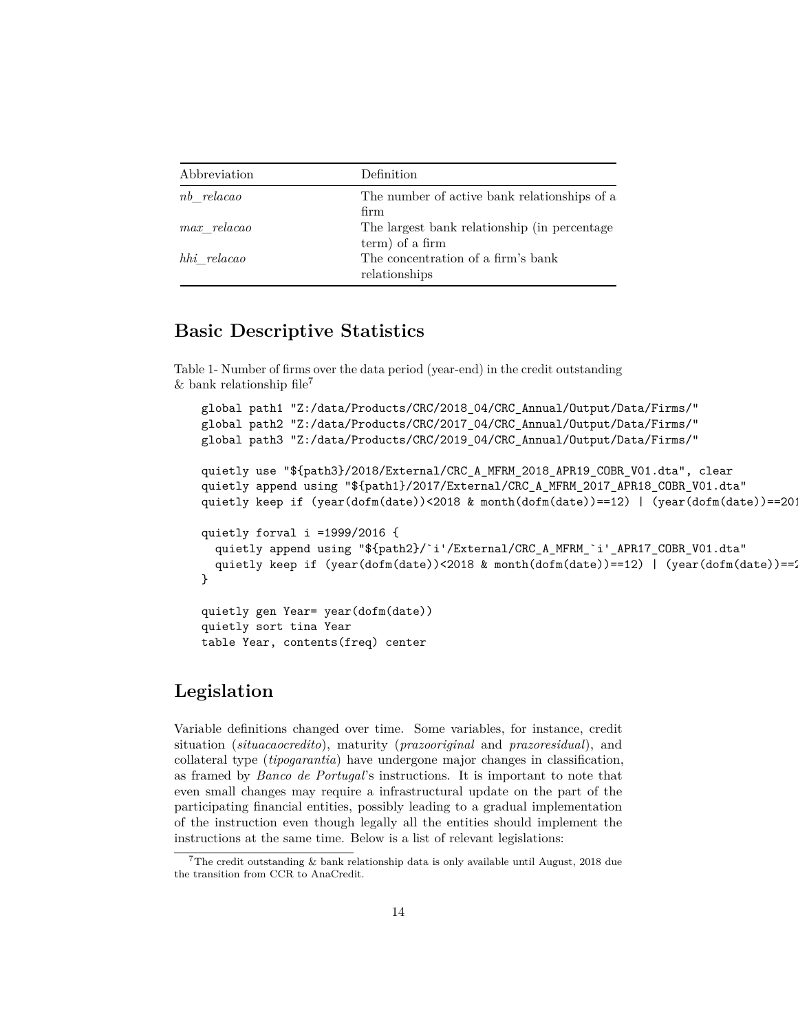| Abbreviation | Definition |
|---|---|
| *nb_relacao* | The number of active bank relationships of a firm |
| *max_relacao* | The largest bank relationship (in percentage term) of a firm |
| *hhi_relacao* | The concentration of a firm's bank relationships |

## Basic Descriptive Statistics

Table 1- Number of firms over the data period (year-end) in the credit outstanding & bank relationship file[7]

```
global path1 "Z:/data/Products/CRC/2018_04/CRC_Annual/Output/Data/Firms/"
global path2 "Z:/data/Products/CRC/2017_04/CRC_Annual/Output/Data/Firms/"
global path3 "Z:/data/Products/CRC/2019_04/CRC_Annual/Output/Data/Firms/"

quietly use "${path3}/2018/External/CRC_A_MFRM_2018_APR19_COBR_V01.dta", clear
quietly append using "${path1}/2017/External/CRC_A_MFRM_2017_APR18_COBR_V01.dta"
quietly keep if (year(dofm(date))<2018 & month(dofm(date))==12) | (year(dofm(date))==201

quietly forval i =1999/2016 {
  quietly append using "${path2}/`i'/External/CRC_A_MFRM_`i'_APR17_COBR_V01.dta"
  quietly keep if (year(dofm(date))<2018 & month(dofm(date))==12) | (year(dofm(date))==2
}

quietly gen Year= year(dofm(date))
quietly sort tina Year
table Year, contents(freq) center
```

## Legislation

Variable definitions changed over time. Some variables, for instance, credit situation (*situacaocredito*), maturity (*prazooriginal* and *prazoresidual*), and collateral type (*tipogarantia*) have undergone major changes in classification, as framed by *Banco de Portugal*'s instructions. It is important to note that even small changes may require a infrastructural update on the part of the participating financial entities, possibly leading to a gradual implementation of the instruction even though legally all the entities should implement the instructions at the same time. Below is a list of relevant legislations:

[7]The credit outstanding & bank relationship data is only available until August, 2018 due the transition from CCR to AnaCredit.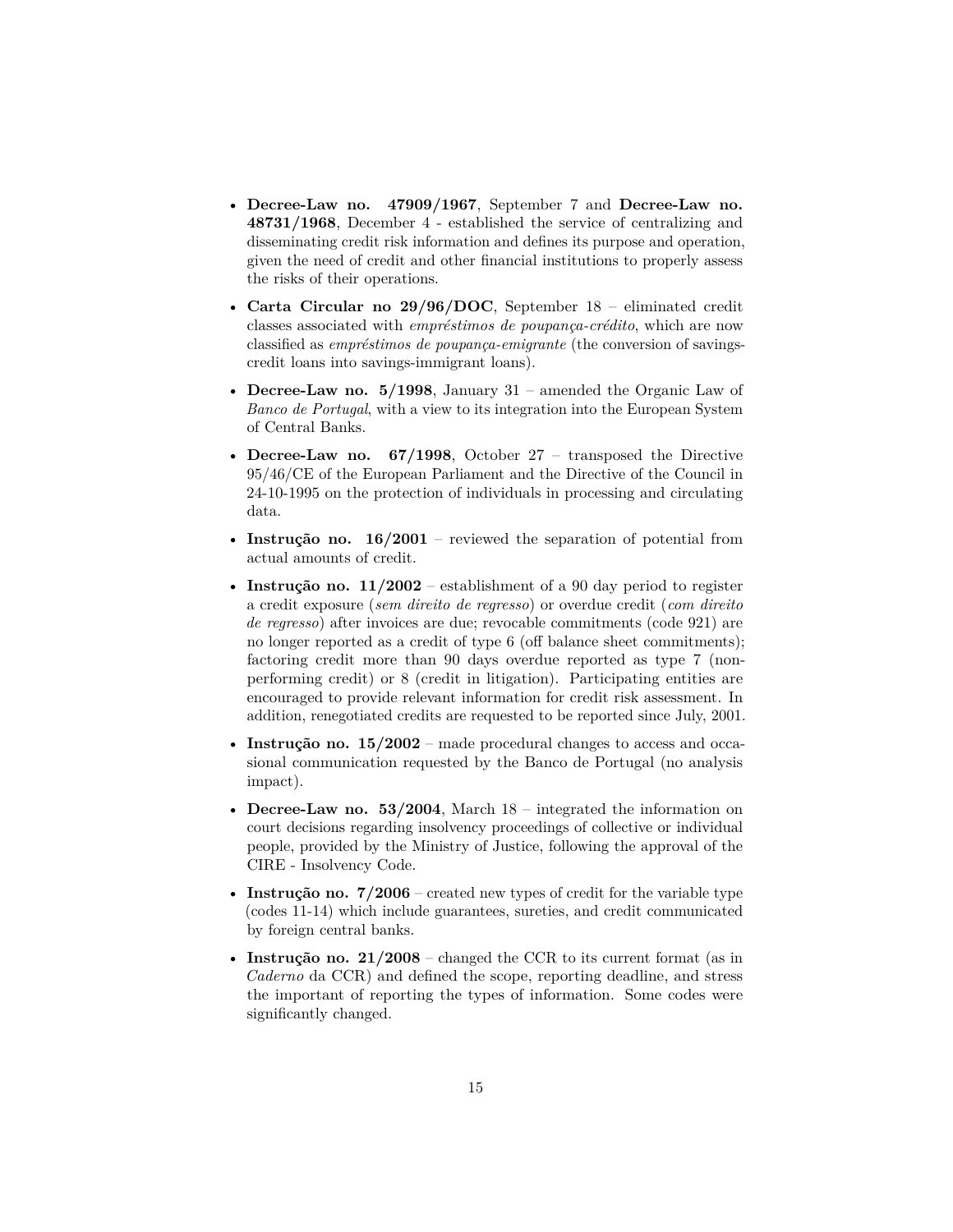- **Decree-Law no. 47909/1967**, September 7 and **Decree-Law no. 48731/1968**, December 4 - established the service of centralizing and disseminating credit risk information and defines its purpose and operation, given the need of credit and other financial institutions to properly assess the risks of their operations.
- **Carta Circular no 29/96/DOC**, September 18 – eliminated credit classes associated with *empréstimos de poupança-crédito*, which are now classified as *empréstimos de poupança-emigrante* (the conversion of savings-credit loans into savings-immigrant loans).
- **Decree-Law no. 5/1998**, January 31 – amended the Organic Law of *Banco de Portugal*, with a view to its integration into the European System of Central Banks.
- **Decree-Law no. 67/1998**, October 27 – transposed the Directive 95/46/CE of the European Parliament and the Directive of the Council in 24-10-1995 on the protection of individuals in processing and circulating data.
- **Instrução no. 16/2001** – reviewed the separation of potential from actual amounts of credit.
- **Instrução no. 11/2002** – establishment of a 90 day period to register a credit exposure (*sem direito de regresso*) or overdue credit (*com direito de regresso*) after invoices are due; revocable commitments (code 921) are no longer reported as a credit of type 6 (off balance sheet commitments); factoring credit more than 90 days overdue reported as type 7 (non-performing credit) or 8 (credit in litigation). Participating entities are encouraged to provide relevant information for credit risk assessment. In addition, renegotiated credits are requested to be reported since July, 2001.
- **Instrução no. 15/2002** – made procedural changes to access and occasional communication requested by the Banco de Portugal (no analysis impact).
- **Decree-Law no. 53/2004**, March 18 – integrated the information on court decisions regarding insolvency proceedings of collective or individual people, provided by the Ministry of Justice, following the approval of the CIRE - Insolvency Code.
- **Instrução no. 7/2006** – created new types of credit for the variable type (codes 11-14) which include guarantees, sureties, and credit communicated by foreign central banks.
- **Instrução no. 21/2008** – changed the CCR to its current format (as in *Caderno* da CCR) and defined the scope, reporting deadline, and stress the important of reporting the types of information. Some codes were significantly changed.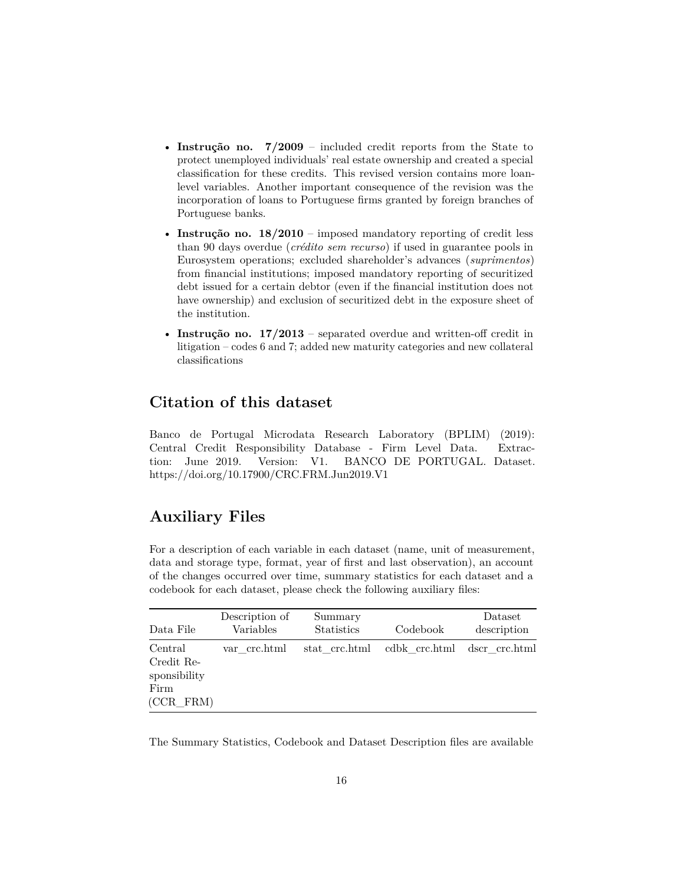- **Instrução no. 7/2009** – included credit reports from the State to protect unemployed individuals' real estate ownership and created a special classification for these credits. This revised version contains more loan-level variables. Another important consequence of the revision was the incorporation of loans to Portuguese firms granted by foreign branches of Portuguese banks.
- **Instrução no. 18/2010** – imposed mandatory reporting of credit less than 90 days overdue (*crédito sem recurso*) if used in guarantee pools in Eurosystem operations; excluded shareholder's advances (*suprimentos*) from financial institutions; imposed mandatory reporting of securitized debt issued for a certain debtor (even if the financial institution does not have ownership) and exclusion of securitized debt in the exposure sheet of the institution.
- **Instrução no. 17/2013** – separated overdue and written-off credit in litigation – codes 6 and 7; added new maturity categories and new collateral classifications

## Citation of this dataset

Banco de Portugal Microdata Research Laboratory (BPLIM) (2019): Central Credit Responsibility Database - Firm Level Data. Extraction: June 2019. Version: V1. BANCO DE PORTUGAL. Dataset. https://doi.org/10.17900/CRC.FRM.Jun2019.V1

## Auxiliary Files

For a description of each variable in each dataset (name, unit of measurement, data and storage type, format, year of first and last observation), an account of the changes occurred over time, summary statistics for each dataset and a codebook for each dataset, please check the following auxiliary files:

| Data File | Description of Variables | Summary Statistics | Codebook | Dataset description |
|---|---|---|---|---|
| Central Credit Responsibility Firm (CCR_FRM) | var_crc.html | stat_crc.html | cdbk_crc.html | dscr_crc.html |

The Summary Statistics, Codebook and Dataset Description files are available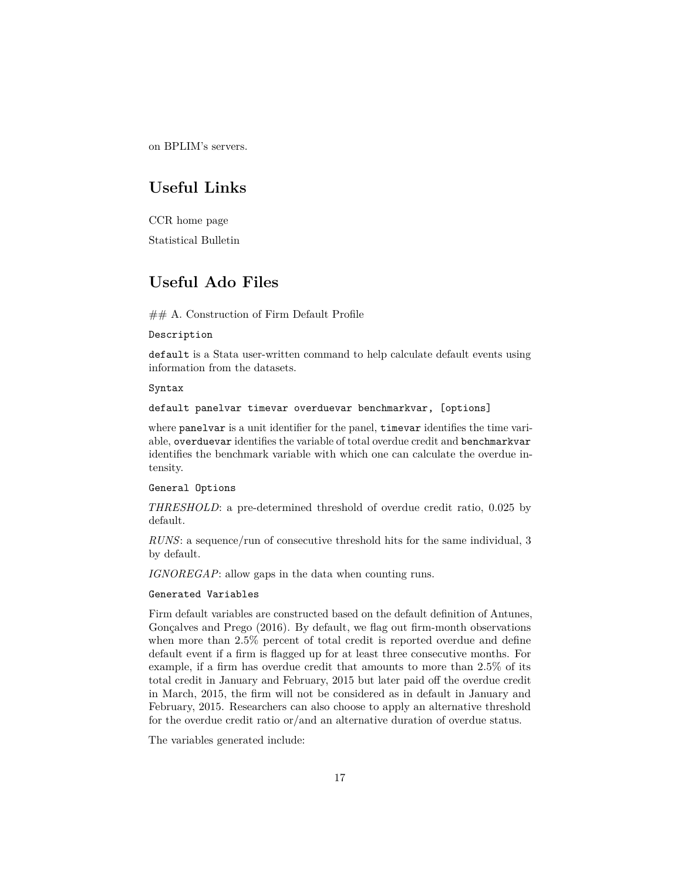on BPLIM's servers.

# Useful Links

CCR home page

Statistical Bulletin

# Useful Ado Files

## A. Construction of Firm Default Profile

`Description`

`default` is a Stata user-written command to help calculate default events using information from the datasets.

`Syntax`

`default panelvar timevar overduevar benchmarkvar, [options]`

where `panelvar` is a unit identifier for the panel, `timevar` identifies the time variable, `overduevar` identifies the variable of total overdue credit and `benchmarkvar` identifies the benchmark variable with which one can calculate the overdue intensity.

`General Options`

*THRESHOLD*: a pre-determined threshold of overdue credit ratio, 0.025 by default.

*RUNS*: a sequence/run of consecutive threshold hits for the same individual, 3 by default.

*IGNOREGAP*: allow gaps in the data when counting runs.

`Generated Variables`

Firm default variables are constructed based on the default definition of Antunes, Gonçalves and Prego (2016). By default, we flag out firm-month observations when more than 2.5% percent of total credit is reported overdue and define default event if a firm is flagged up for at least three consecutive months. For example, if a firm has overdue credit that amounts to more than 2.5% of its total credit in January and February, 2015 but later paid off the overdue credit in March, 2015, the firm will not be considered as in default in January and February, 2015. Researchers can also choose to apply an alternative threshold for the overdue credit ratio or/and an alternative duration of overdue status.

The variables generated include: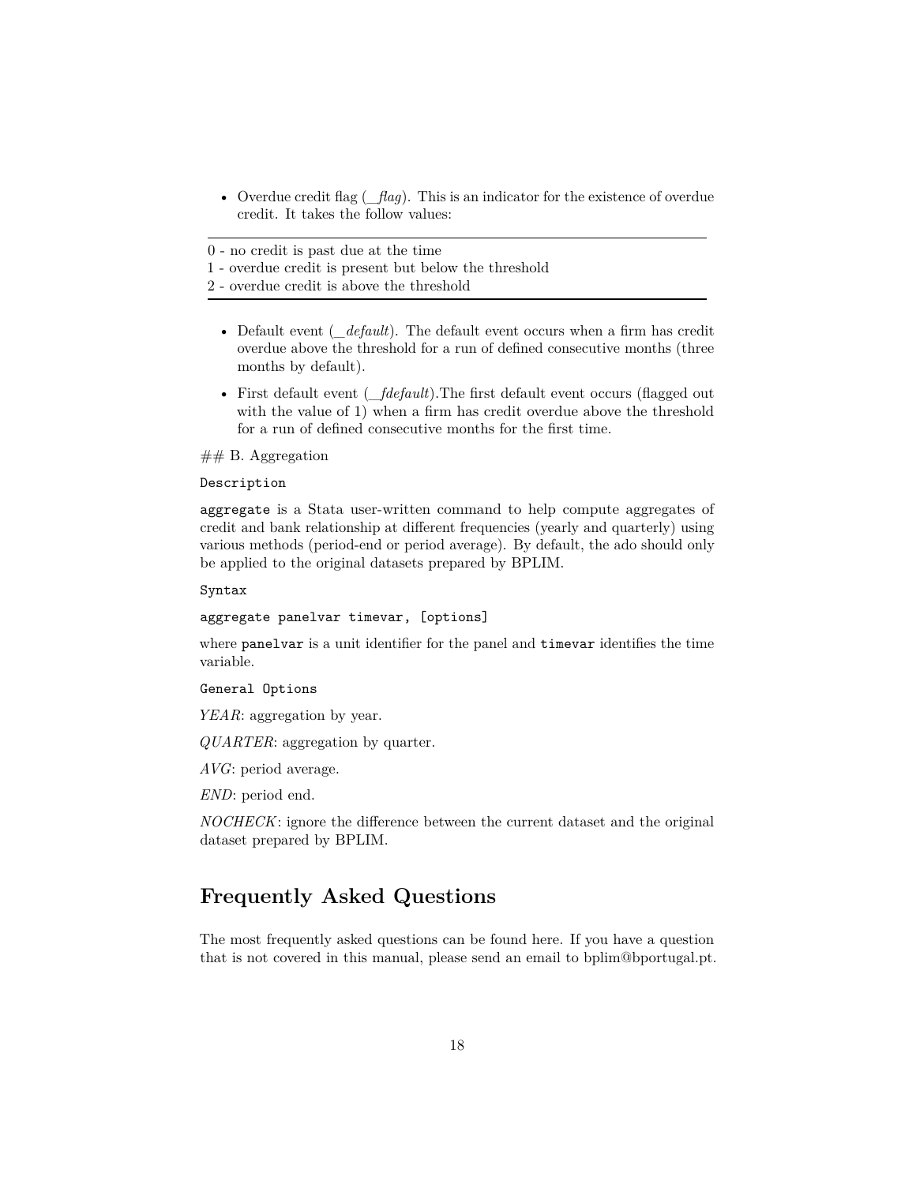- Overdue credit flag (*_flag*). This is an indicator for the existence of overdue credit. It takes the follow values:

| |
|---|
| 0 - no credit is past due at the time |
| 1 - overdue credit is present but below the threshold |
| 2 - overdue credit is above the threshold |

- Default event (*_default*). The default event occurs when a firm has credit overdue above the threshold for a run of defined consecutive months (three months by default).
- First default event (*_fdefault*).The first default event occurs (flagged out with the value of 1) when a firm has credit overdue above the threshold for a run of defined consecutive months for the first time.

## B. Aggregation

`Description`

`aggregate` is a Stata user-written command to help compute aggregates of credit and bank relationship at different frequencies (yearly and quarterly) using various methods (period-end or period average). By default, the ado should only be applied to the original datasets prepared by BPLIM.

`Syntax`

`aggregate panelvar timevar, [options]`

where `panelvar` is a unit identifier for the panel and `timevar` identifies the time variable.

`General Options`

*YEAR*: aggregation by year.

*QUARTER*: aggregation by quarter.

*AVG*: period average.

*END*: period end.

*NOCHECK*: ignore the difference between the current dataset and the original dataset prepared by BPLIM.

# Frequently Asked Questions

The most frequently asked questions can be found here. If you have a question that is not covered in this manual, please send an email to bplim@bportugal.pt.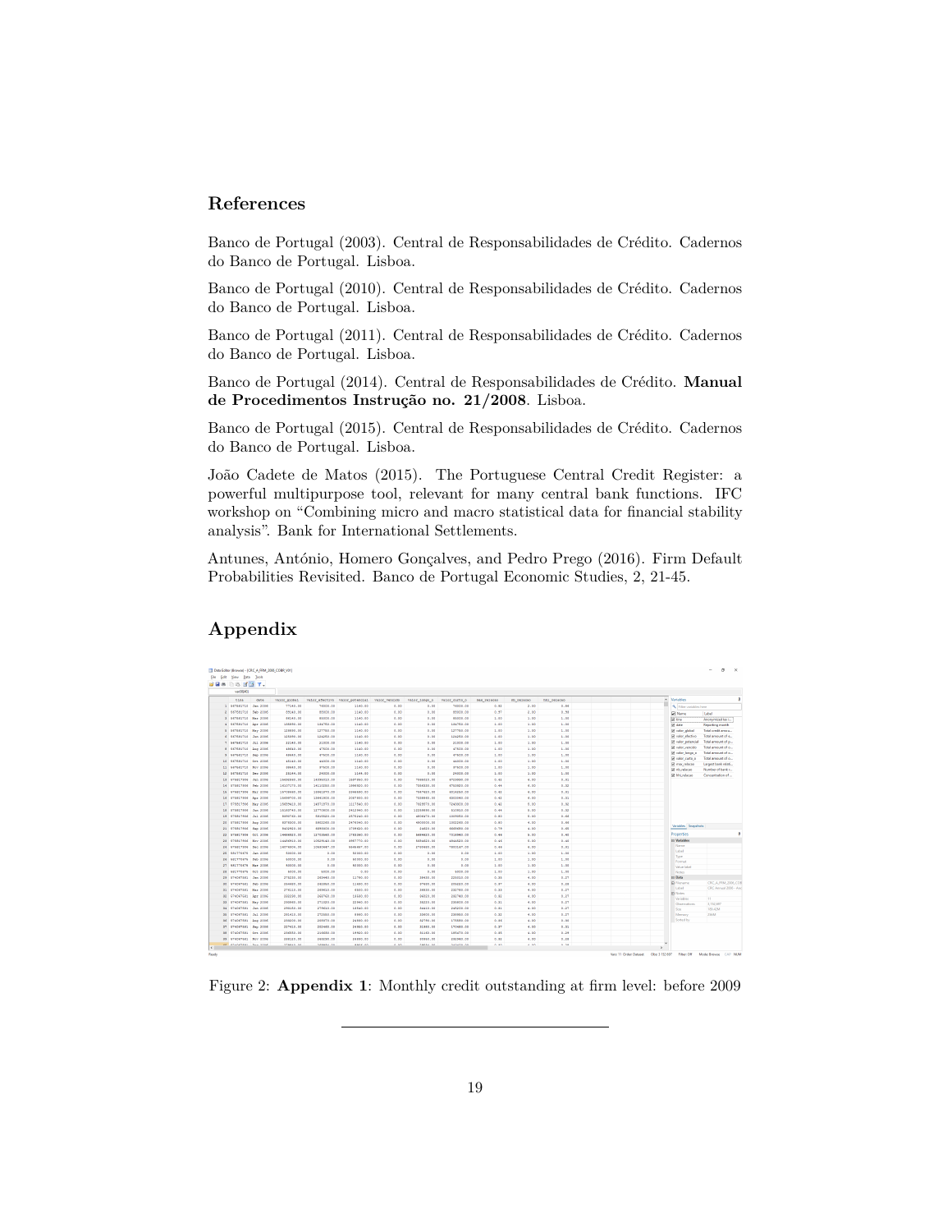## References

Banco de Portugal (2003). Central de Responsabilidades de Crédito. Cadernos do Banco de Portugal. Lisboa.

Banco de Portugal (2010). Central de Responsabilidades de Crédito. Cadernos do Banco de Portugal. Lisboa.

Banco de Portugal (2011). Central de Responsabilidades de Crédito. Cadernos do Banco de Portugal. Lisboa.

Banco de Portugal (2014). Central de Responsabilidades de Crédito. **Manual de Procedimentos Instrução no. 21/2008**. Lisboa.

Banco de Portugal (2015). Central de Responsabilidades de Crédito. Cadernos do Banco de Portugal. Lisboa.

João Cadete de Matos (2015). The Portuguese Central Credit Register: a powerful multipurpose tool, relevant for many central bank functions. IFC workshop on "Combining micro and macro statistical data for financial stability analysis". Bank for International Settlements.

Antunes, António, Homero Gonçalves, and Pedro Prego (2016). Firm Default Probabilities Revisited. Banco de Portugal Economic Studies, 2, 21-45.

## Appendix

Figure 2: **Appendix 1**: Monthly credit outstanding at firm level: before 2009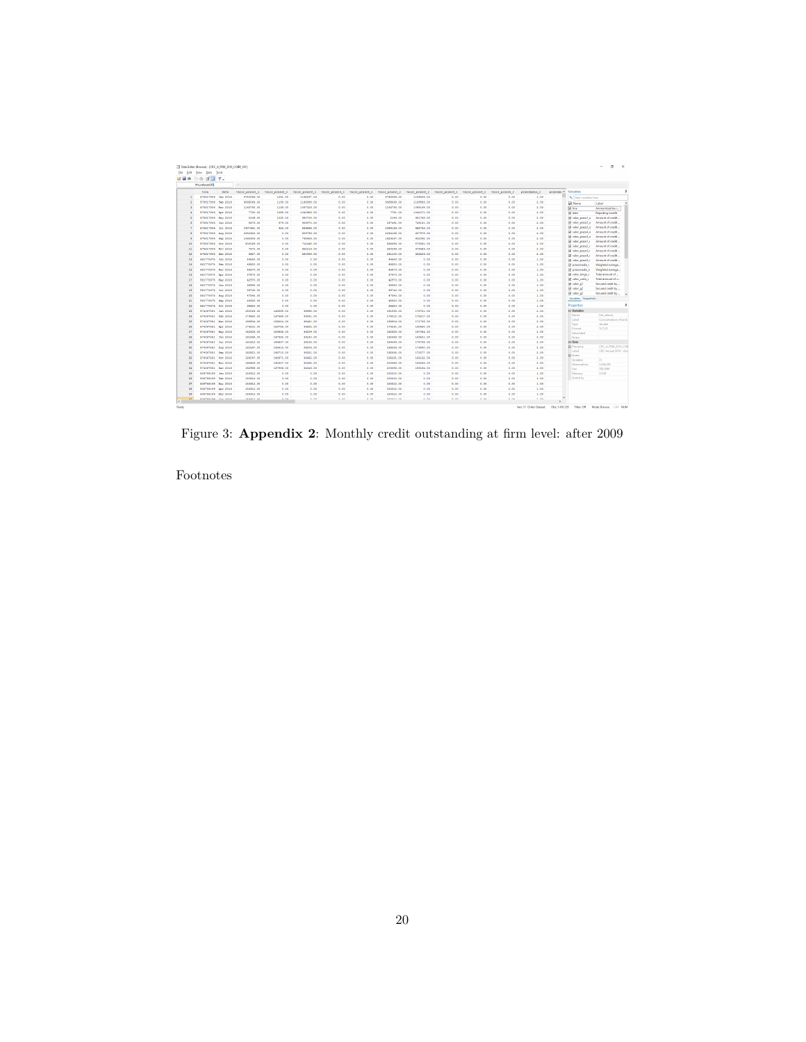Figure 3: **Appendix 2**: Monthly credit outstanding at firm level: after 2009

Footnotes